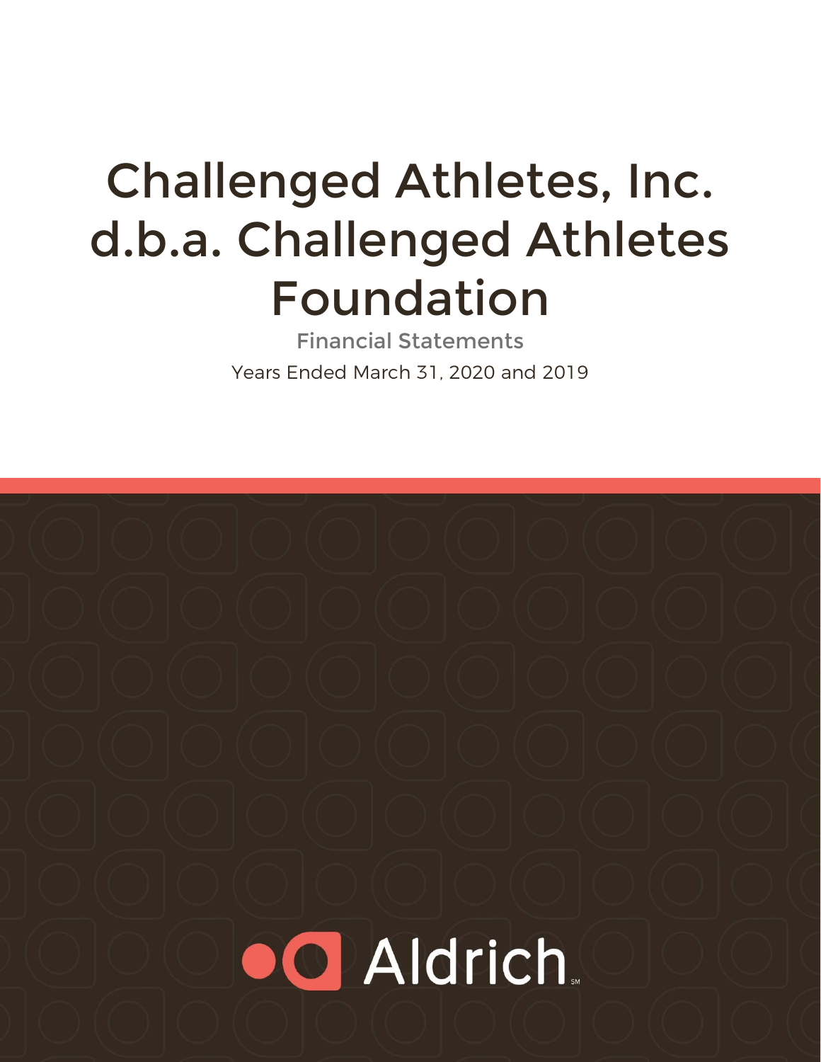# Challenged Athletes, Inc. d.b.a. Challenged Athletes Foundation

Financial Statements

Years Ended March 31, 2020 and 2019

Aldrich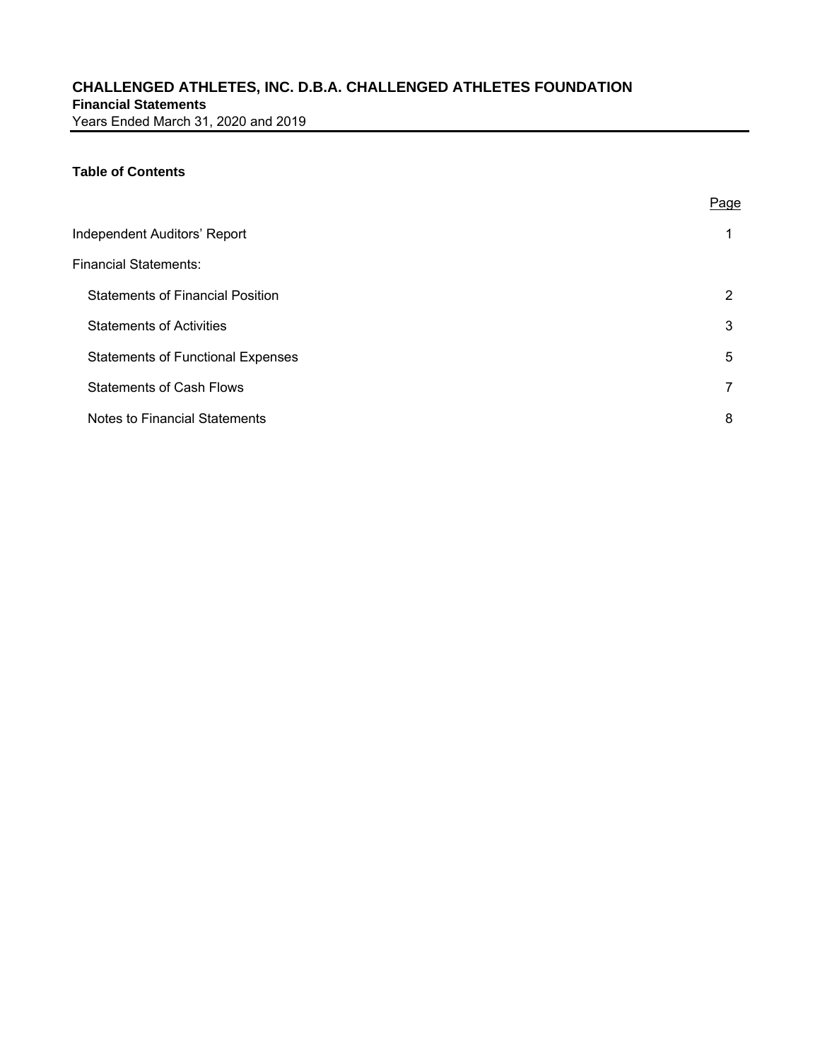# CHALLENGED ATHLETES, INC. D.B.A. CHALLENGED ATHLETES FOUNDATION

**Financial Statements**

Years Ended March 31, 2020 and 2019

## Table of Contents

| | Page |
|---|---|
| Independent Auditors' Report | 1 |
| Financial Statements: | |
| Statements of Financial Position | 2 |
| Statements of Activities | 3 |
| Statements of Functional Expenses | 5 |
| Statements of Cash Flows | 7 |
| Notes to Financial Statements | 8 |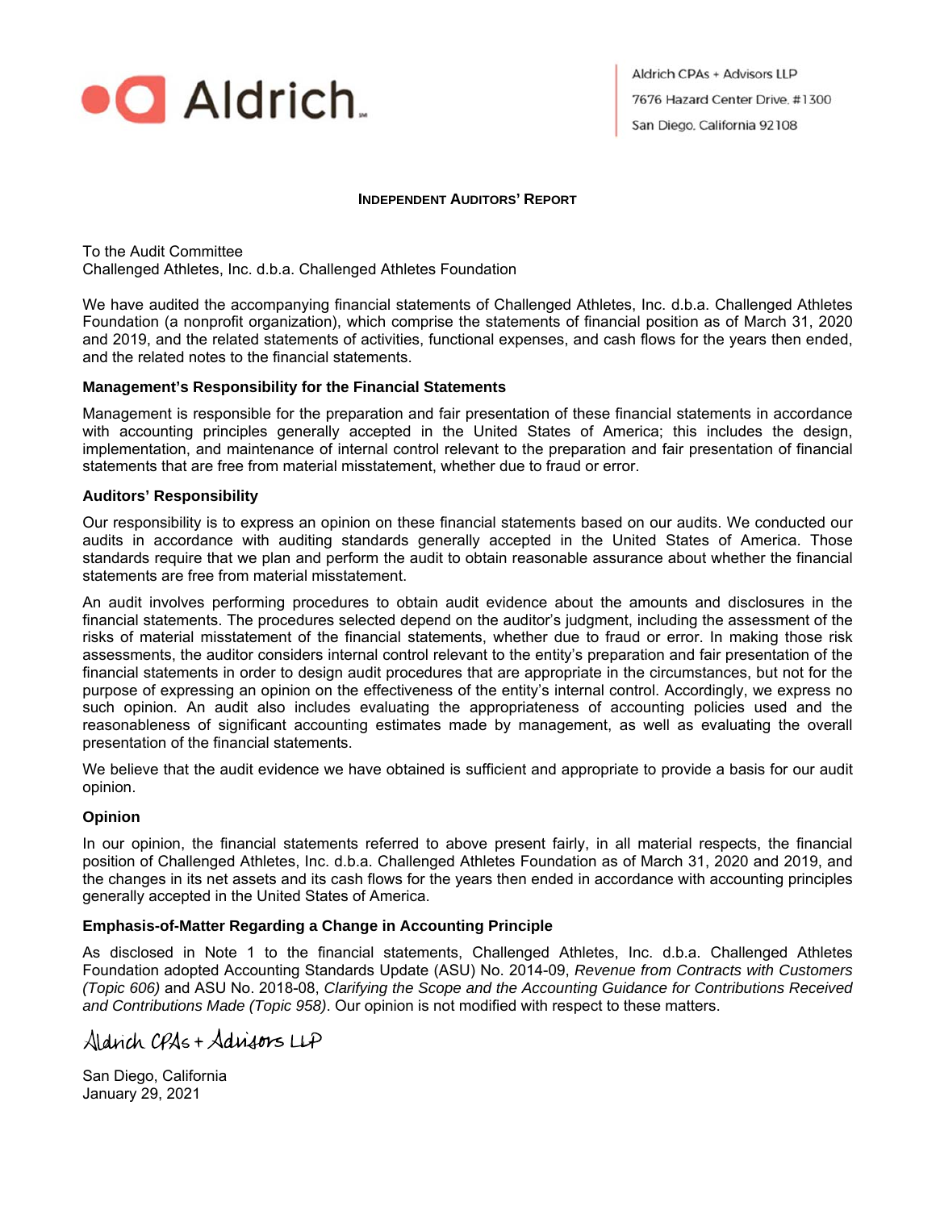Aldrich

Aldrich CPAs + Advisors LLP
7676 Hazard Center Drive, #1300
San Diego, California 92108

## Independent Auditors' Report

To the Audit Committee
Challenged Athletes, Inc. d.b.a. Challenged Athletes Foundation

We have audited the accompanying financial statements of Challenged Athletes, Inc. d.b.a. Challenged Athletes Foundation (a nonprofit organization), which comprise the statements of financial position as of March 31, 2020 and 2019, and the related statements of activities, functional expenses, and cash flows for the years then ended, and the related notes to the financial statements.

### Management's Responsibility for the Financial Statements

Management is responsible for the preparation and fair presentation of these financial statements in accordance with accounting principles generally accepted in the United States of America; this includes the design, implementation, and maintenance of internal control relevant to the preparation and fair presentation of financial statements that are free from material misstatement, whether due to fraud or error.

### Auditors' Responsibility

Our responsibility is to express an opinion on these financial statements based on our audits. We conducted our audits in accordance with auditing standards generally accepted in the United States of America. Those standards require that we plan and perform the audit to obtain reasonable assurance about whether the financial statements are free from material misstatement.

An audit involves performing procedures to obtain audit evidence about the amounts and disclosures in the financial statements. The procedures selected depend on the auditor's judgment, including the assessment of the risks of material misstatement of the financial statements, whether due to fraud or error. In making those risk assessments, the auditor considers internal control relevant to the entity's preparation and fair presentation of the financial statements in order to design audit procedures that are appropriate in the circumstances, but not for the purpose of expressing an opinion on the effectiveness of the entity's internal control. Accordingly, we express no such opinion. An audit also includes evaluating the appropriateness of accounting policies used and the reasonableness of significant accounting estimates made by management, as well as evaluating the overall presentation of the financial statements.

We believe that the audit evidence we have obtained is sufficient and appropriate to provide a basis for our audit opinion.

### Opinion

In our opinion, the financial statements referred to above present fairly, in all material respects, the financial position of Challenged Athletes, Inc. d.b.a. Challenged Athletes Foundation as of March 31, 2020 and 2019, and the changes in its net assets and its cash flows for the years then ended in accordance with accounting principles generally accepted in the United States of America.

### Emphasis-of-Matter Regarding a Change in Accounting Principle

As disclosed in Note 1 to the financial statements, Challenged Athletes, Inc. d.b.a. Challenged Athletes Foundation adopted Accounting Standards Update (ASU) No. 2014-09, *Revenue from Contracts with Customers (Topic 606)* and ASU No. 2018-08, *Clarifying the Scope and the Accounting Guidance for Contributions Received and Contributions Made (Topic 958)*. Our opinion is not modified with respect to these matters.

Aldrich CPAs + Advisors LLP

San Diego, California
January 29, 2021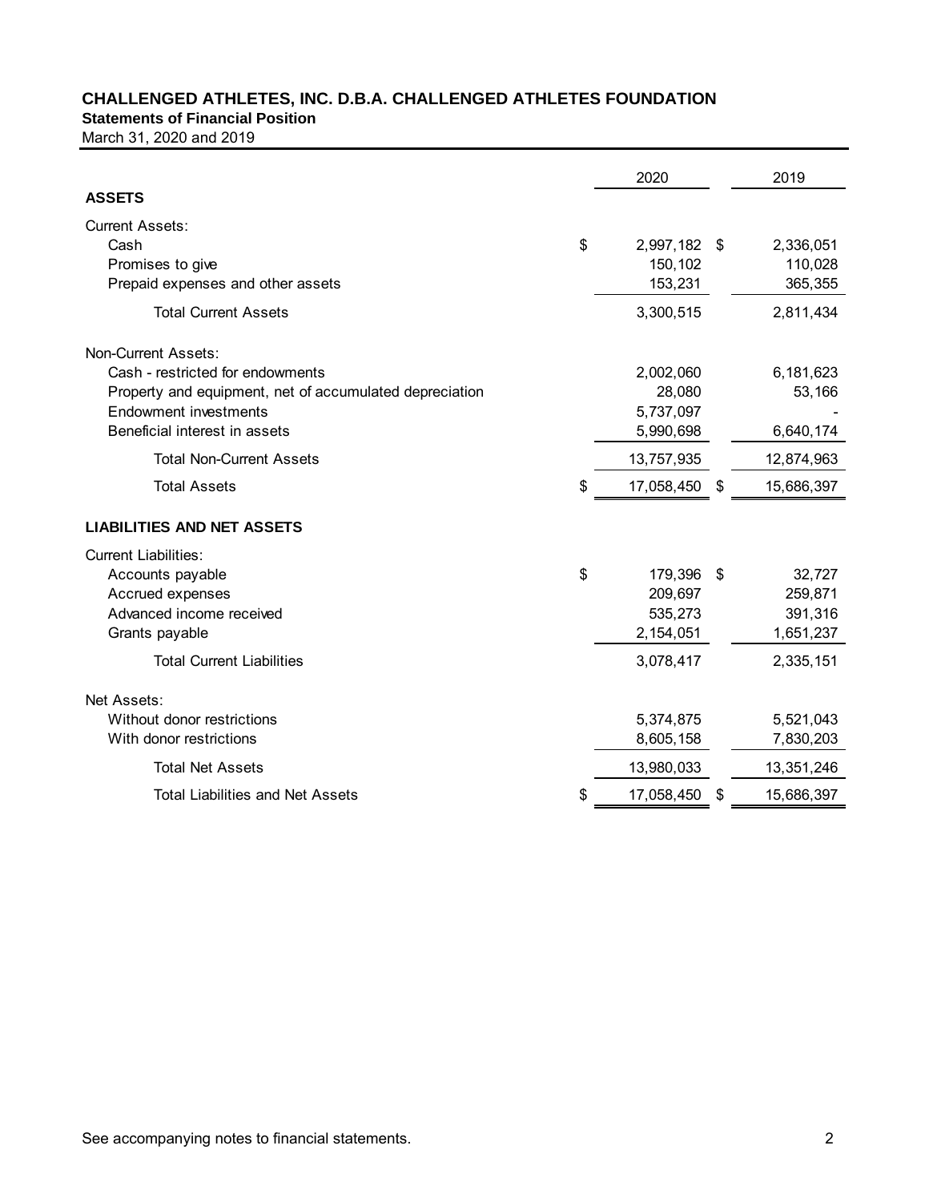# CHALLENGED ATHLETES, INC. D.B.A. CHALLENGED ATHLETES FOUNDATION

## Statements of Financial Position

March 31, 2020 and 2019

| | 2020 | 2019 |
|---|---|---|
| **ASSETS** | | |
| Current Assets: | | |
| Cash | $ 2,997,182 | $ 2,336,051 |
| Promises to give | 150,102 | 110,028 |
| Prepaid expenses and other assets | 153,231 | 365,355 |
| Total Current Assets | 3,300,515 | 2,811,434 |
| Non-Current Assets: | | |
| Cash - restricted for endowments | 2,002,060 | 6,181,623 |
| Property and equipment, net of accumulated depreciation | 28,080 | 53,166 |
| Endowment investments | 5,737,097 | - |
| Beneficial interest in assets | 5,990,698 | 6,640,174 |
| Total Non-Current Assets | 13,757,935 | 12,874,963 |
| Total Assets | $ 17,058,450 | $ 15,686,397 |
| **LIABILITIES AND NET ASSETS** | | |
| Current Liabilities: | | |
| Accounts payable | $ 179,396 | $ 32,727 |
| Accrued expenses | 209,697 | 259,871 |
| Advanced income received | 535,273 | 391,316 |
| Grants payable | 2,154,051 | 1,651,237 |
| Total Current Liabilities | 3,078,417 | 2,335,151 |
| Net Assets: | | |
| Without donor restrictions | 5,374,875 | 5,521,043 |
| With donor restrictions | 8,605,158 | 7,830,203 |
| Total Net Assets | 13,980,033 | 13,351,246 |
| Total Liabilities and Net Assets | $ 17,058,450 | $ 15,686,397 |

See accompanying notes to financial statements.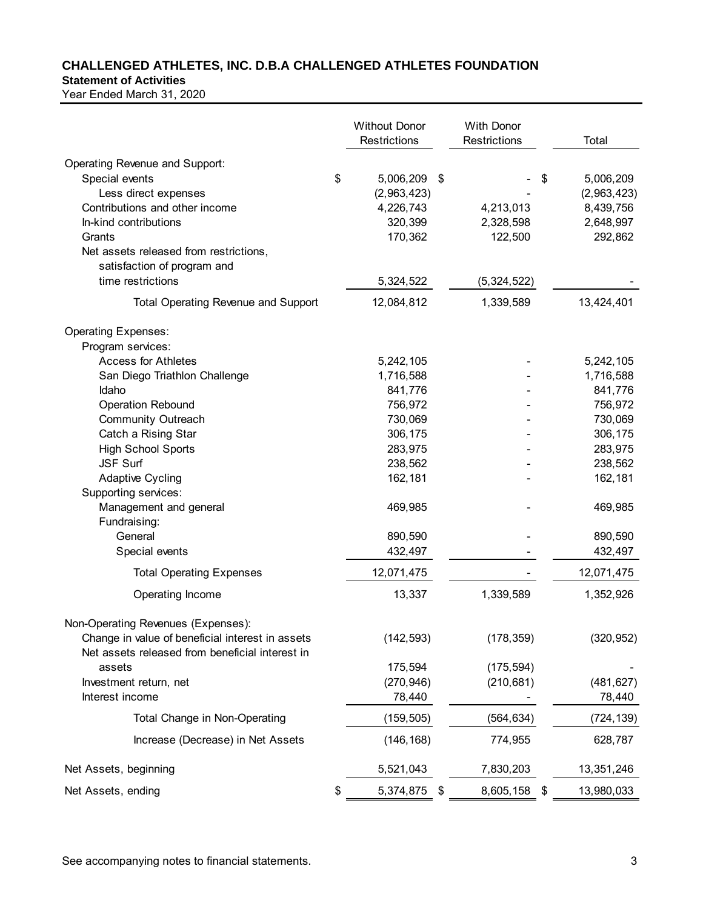# CHALLENGED ATHLETES, INC. D.B.A CHALLENGED ATHLETES FOUNDATION

**Statement of Activities**

Year Ended March 31, 2020

| | Without Donor Restrictions | With Donor Restrictions | Total |
|---|---|---|---|
| Operating Revenue and Support: | | | |
| Special events | $ 5,006,209 | $ - | $ 5,006,209 |
| Less direct expenses | (2,963,423) | - | (2,963,423) |
| Contributions and other income | 4,226,743 | 4,213,013 | 8,439,756 |
| In-kind contributions | 320,399 | 2,328,598 | 2,648,997 |
| Grants | 170,362 | 122,500 | 292,862 |
| Net assets released from restrictions, satisfaction of program and time restrictions | 5,324,522 | (5,324,522) | - |
| Total Operating Revenue and Support | 12,084,812 | 1,339,589 | 13,424,401 |
| Operating Expenses: | | | |
| Program services: | | | |
| Access for Athletes | 5,242,105 | - | 5,242,105 |
| San Diego Triathlon Challenge | 1,716,588 | - | 1,716,588 |
| Idaho | 841,776 | - | 841,776 |
| Operation Rebound | 756,972 | - | 756,972 |
| Community Outreach | 730,069 | - | 730,069 |
| Catch a Rising Star | 306,175 | - | 306,175 |
| High School Sports | 283,975 | - | 283,975 |
| JSF Surf | 238,562 | - | 238,562 |
| Adaptive Cycling | 162,181 | - | 162,181 |
| Supporting services: | | | |
| Management and general | 469,985 | - | 469,985 |
| Fundraising: | | | |
| General | 890,590 | - | 890,590 |
| Special events | 432,497 | - | 432,497 |
| Total Operating Expenses | 12,071,475 | - | 12,071,475 |
| Operating Income | 13,337 | 1,339,589 | 1,352,926 |
| Non-Operating Revenues (Expenses): | | | |
| Change in value of beneficial interest in assets | (142,593) | (178,359) | (320,952) |
| Net assets released from beneficial interest in assets | 175,594 | (175,594) | - |
| Investment return, net | (270,946) | (210,681) | (481,627) |
| Interest income | 78,440 | - | 78,440 |
| Total Change in Non-Operating | (159,505) | (564,634) | (724,139) |
| Increase (Decrease) in Net Assets | (146,168) | 774,955 | 628,787 |
| Net Assets, beginning | 5,521,043 | 7,830,203 | 13,351,246 |
| Net Assets, ending | $ 5,374,875 | $ 8,605,158 | $ 13,980,033 |

See accompanying notes to financial statements.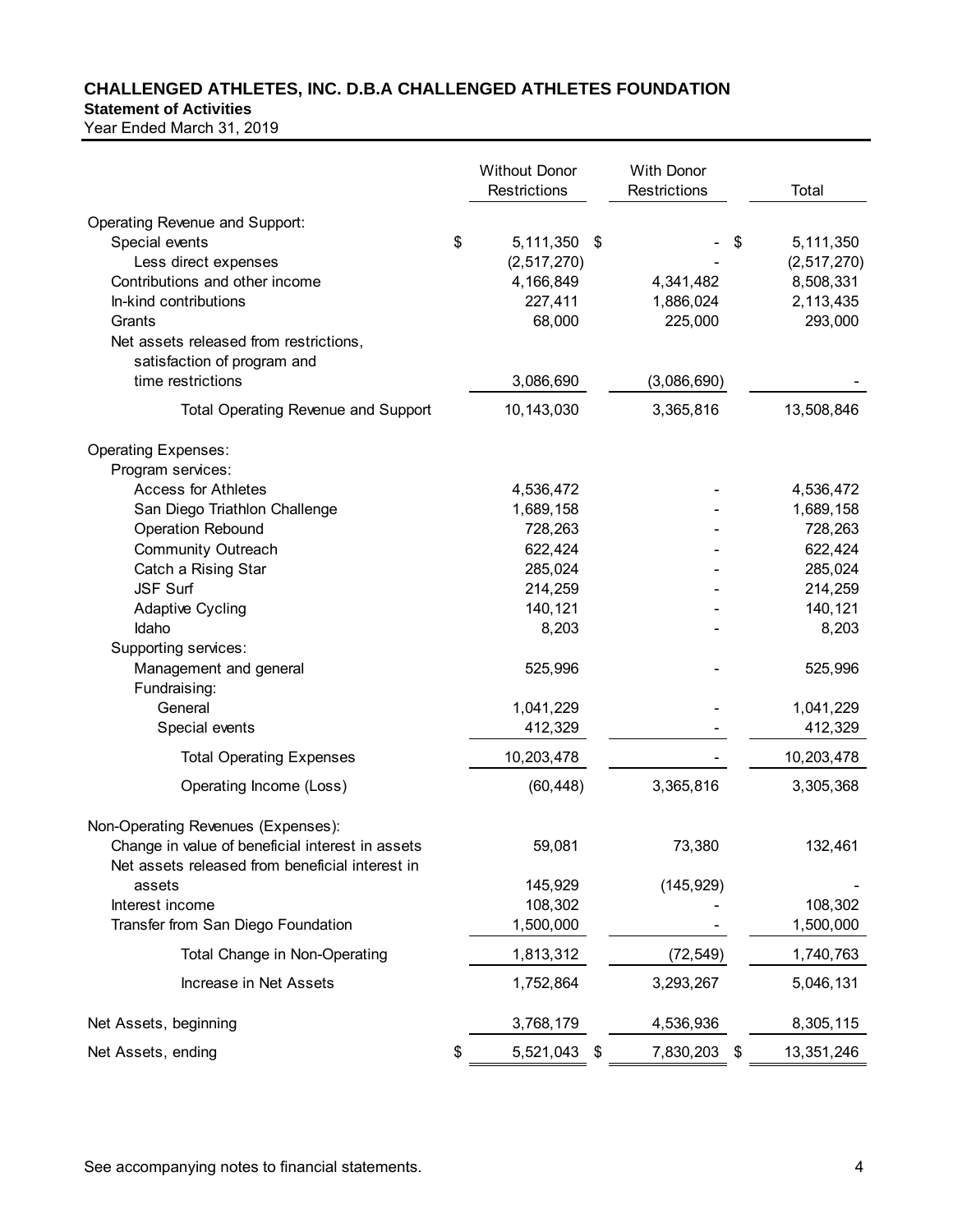# CHALLENGED ATHLETES, INC. D.B.A CHALLENGED ATHLETES FOUNDATION

**Statement of Activities**

Year Ended March 31, 2019

| | Without Donor Restrictions | With Donor Restrictions | Total |
|---|---|---|---|
| Operating Revenue and Support: | | | |
| Special events | $ 5,111,350 | $ - | $ 5,111,350 |
| Less direct expenses | (2,517,270) | - | (2,517,270) |
| Contributions and other income | 4,166,849 | 4,341,482 | 8,508,331 |
| In-kind contributions | 227,411 | 1,886,024 | 2,113,435 |
| Grants | 68,000 | 225,000 | 293,000 |
| Net assets released from restrictions, satisfaction of program and time restrictions | 3,086,690 | (3,086,690) | - |
| Total Operating Revenue and Support | 10,143,030 | 3,365,816 | 13,508,846 |
| Operating Expenses: | | | |
| Program services: | | | |
| Access for Athletes | 4,536,472 | - | 4,536,472 |
| San Diego Triathlon Challenge | 1,689,158 | - | 1,689,158 |
| Operation Rebound | 728,263 | - | 728,263 |
| Community Outreach | 622,424 | - | 622,424 |
| Catch a Rising Star | 285,024 | - | 285,024 |
| JSF Surf | 214,259 | - | 214,259 |
| Adaptive Cycling | 140,121 | - | 140,121 |
| Idaho | 8,203 | - | 8,203 |
| Supporting services: | | | |
| Management and general | 525,996 | - | 525,996 |
| Fundraising: | | | |
| General | 1,041,229 | - | 1,041,229 |
| Special events | 412,329 | - | 412,329 |
| Total Operating Expenses | 10,203,478 | - | 10,203,478 |
| Operating Income (Loss) | (60,448) | 3,365,816 | 3,305,368 |
| Non-Operating Revenues (Expenses): | | | |
| Change in value of beneficial interest in assets | 59,081 | 73,380 | 132,461 |
| Net assets released from beneficial interest in assets | 145,929 | (145,929) | - |
| Interest income | 108,302 | - | 108,302 |
| Transfer from San Diego Foundation | 1,500,000 | - | 1,500,000 |
| Total Change in Non-Operating | 1,813,312 | (72,549) | 1,740,763 |
| Increase in Net Assets | 1,752,864 | 3,293,267 | 5,046,131 |
| Net Assets, beginning | 3,768,179 | 4,536,936 | 8,305,115 |
| Net Assets, ending | $ 5,521,043 | $ 7,830,203 | $ 13,351,246 |

See accompanying notes to financial statements.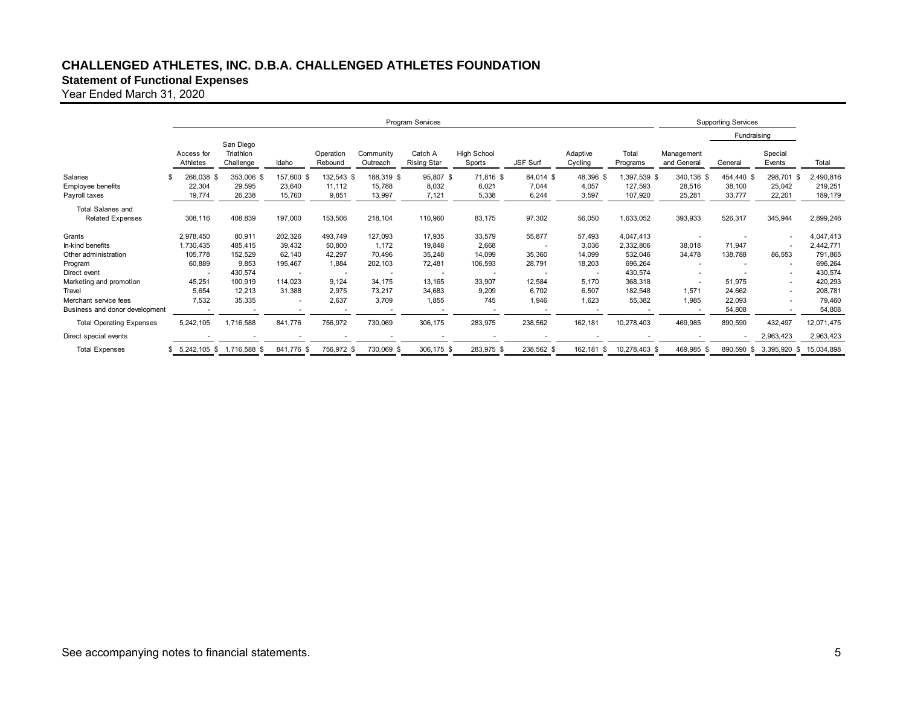# CHALLENGED ATHLETES, INC. D.B.A. CHALLENGED ATHLETES FOUNDATION

## Statement of Functional Expenses

Year Ended March 31, 2020

| | Program Services | | | | | | | | | | Supporting Services | | | |
|---|---|---|---|---|---|---|---|---|---|---|---|---|---|---|
| | | | | | | | | | | | | Fundraising | | |
| | Access for Athletes | San Diego Triathlon Challenge | Idaho | Operation Rebound | Community Outreach | Catch A Rising Star | High School Sports | JSF Surf | Adaptive Cycling | Total Programs | Management and General | General | Special Events | Total |
| Salaries | $ 266,038 $ | 353,006 $ | 157,600 $ | 132,543 $ | 188,319 $ | 95,807 $ | 71,816 $ | 84,014 $ | 48,396 $ | 1,397,539 $ | 340,136 $ | 454,440 $ | 298,701 $ | 2,490,816 |
| Employee benefits | 22,304 | 29,595 | 23,640 | 11,112 | 15,788 | 8,032 | 6,021 | 7,044 | 4,057 | 127,593 | 28,516 | 38,100 | 25,042 | 219,251 |
| Payroll taxes | 19,774 | 26,238 | 15,760 | 9,851 | 13,997 | 7,121 | 5,338 | 6,244 | 3,597 | 107,920 | 25,281 | 33,777 | 22,201 | 189,179 |
| Total Salaries and Related Expenses | 308,116 | 408,839 | 197,000 | 153,506 | 218,104 | 110,960 | 83,175 | 97,302 | 56,050 | 1,633,052 | 393,933 | 526,317 | 345,944 | 2,899,246 |
| Grants | 2,978,450 | 80,911 | 202,326 | 493,749 | 127,093 | 17,935 | 33,579 | 55,877 | 57,493 | 4,047,413 | - | - | - | 4,047,413 |
| In-kind benefits | 1,730,435 | 485,415 | 39,432 | 50,800 | 1,172 | 19,848 | 2,668 | - | 3,036 | 2,332,806 | 38,018 | 71,947 | - | 2,442,771 |
| Other administration | 105,778 | 152,529 | 62,140 | 42,297 | 70,496 | 35,248 | 14,099 | 35,360 | 14,099 | 532,046 | 34,478 | 138,788 | 86,553 | 791,865 |
| Program | 60,889 | 9,853 | 195,467 | 1,884 | 202,103 | 72,481 | 106,593 | 28,791 | 18,203 | 696,264 | - | - | - | 696,264 |
| Direct event | - | 430,574 | - | - | - | - | - | - | - | 430,574 | - | - | - | 430,574 |
| Marketing and promotion | 45,251 | 100,919 | 114,023 | 9,124 | 34,175 | 13,165 | 33,907 | 12,584 | 5,170 | 368,318 | - | 51,975 | - | 420,293 |
| Travel | 5,654 | 12,213 | 31,388 | 2,975 | 73,217 | 34,683 | 9,209 | 6,702 | 6,507 | 182,548 | 1,571 | 24,662 | - | 208,781 |
| Merchant service fees | 7,532 | 35,335 | - | 2,637 | 3,709 | 1,855 | 745 | 1,946 | 1,623 | 55,382 | 1,985 | 22,093 | - | 79,460 |
| Business and donor development | - | - | - | - | - | - | - | - | - | - | - | 54,808 | - | 54,808 |
| Total Operating Expenses | 5,242,105 | 1,716,588 | 841,776 | 756,972 | 730,069 | 306,175 | 283,975 | 238,562 | 162,181 | 10,278,403 | 469,985 | 890,590 | 432,497 | 12,071,475 |
| Direct special events | - | - | - | - | - | - | - | - | - | - | - | - | 2,963,423 | 2,963,423 |
| Total Expenses | $ 5,242,105 $ | 1,716,588 $ | 841,776 $ | 756,972 $ | 730,069 $ | 306,175 $ | 283,975 $ | 238,562 $ | 162,181 $ | 10,278,403 $ | 469,985 $ | 890,590 $ | 3,395,920 $ | 15,034,898 |

See accompanying notes to financial statements.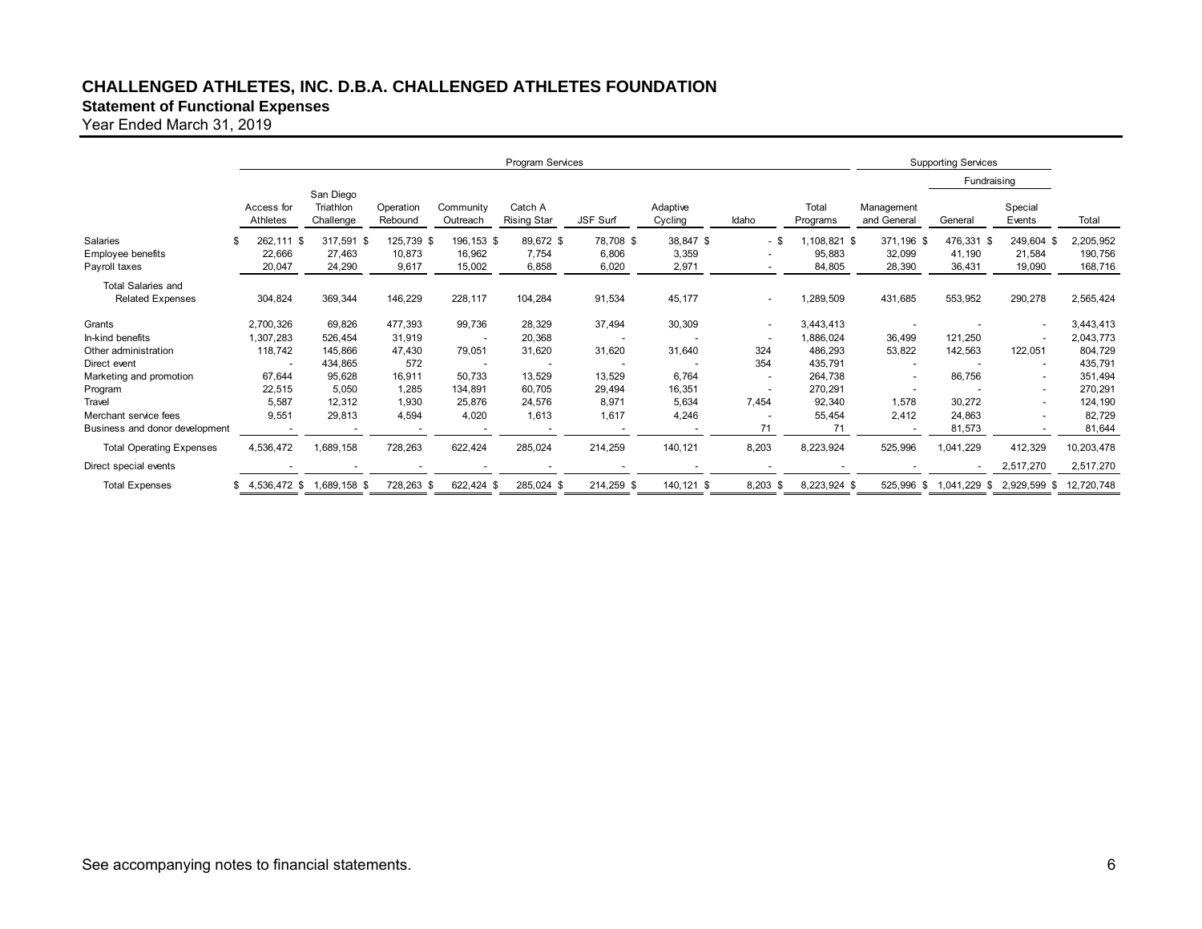# CHALLENGED ATHLETES, INC. D.B.A. CHALLENGED ATHLETES FOUNDATION

## Statement of Functional Expenses

Year Ended March 31, 2019

| | Program Services | | | | | | | | | Supporting Services | | | |
|---|---|---|---|---|---|---|---|---|---|---|---|---|---|
| | | | | | | | | | | | Fundraising | | |
| | Access for Athletes | San Diego Triathlon Challenge | Operation Rebound | Community Outreach | Catch A Rising Star | JSF Surf | Adaptive Cycling | Idaho | Total Programs | Management and General | General | Special Events | Total |
| Salaries | $ 262,111 | $ 317,591 | $ 125,739 | $ 196,153 | $ 89,672 | $ 78,708 | $ 38,847 | $ - | $ 1,108,821 | $ 371,196 | $ 476,331 | $ 249,604 | $ 2,205,952 |
| Employee benefits | 22,666 | 27,463 | 10,873 | 16,962 | 7,754 | 6,806 | 3,359 | - | 95,883 | 32,099 | 41,190 | 21,584 | 190,756 |
| Payroll taxes | 20,047 | 24,290 | 9,617 | 15,002 | 6,858 | 6,020 | 2,971 | - | 84,805 | 28,390 | 36,431 | 19,090 | 168,716 |
| Total Salaries and Related Expenses | 304,824 | 369,344 | 146,229 | 228,117 | 104,284 | 91,534 | 45,177 | - | 1,289,509 | 431,685 | 553,952 | 290,278 | 2,565,424 |
| Grants | 2,700,326 | 69,826 | 477,393 | 99,736 | 28,329 | 37,494 | 30,309 | - | 3,443,413 | - | - | - | 3,443,413 |
| In-kind benefits | 1,307,283 | 526,454 | 31,919 | - | 20,368 | - | - | - | 1,886,024 | 36,499 | 121,250 | - | 2,043,773 |
| Other administration | 118,742 | 145,866 | 47,430 | 79,051 | 31,620 | 31,620 | 31,640 | 324 | 486,293 | 53,822 | 142,563 | 122,051 | 804,729 |
| Direct event | - | 434,865 | 572 | - | - | - | - | 354 | 435,791 | - | - | - | 435,791 |
| Marketing and promotion | 67,644 | 95,628 | 16,911 | 50,733 | 13,529 | 13,529 | 6,764 | - | 264,738 | - | 86,756 | - | 351,494 |
| Program | 22,515 | 5,050 | 1,285 | 134,891 | 60,705 | 29,494 | 16,351 | - | 270,291 | - | - | - | 270,291 |
| Travel | 5,587 | 12,312 | 1,930 | 25,876 | 24,576 | 8,971 | 5,634 | 7,454 | 92,340 | 1,578 | 30,272 | - | 124,190 |
| Merchant service fees | 9,551 | 29,813 | 4,594 | 4,020 | 1,613 | 1,617 | 4,246 | - | 55,454 | 2,412 | 24,863 | - | 82,729 |
| Business and donor development | - | - | - | - | - | - | - | 71 | 71 | - | 81,573 | - | 81,644 |
| Total Operating Expenses | 4,536,472 | 1,689,158 | 728,263 | 622,424 | 285,024 | 214,259 | 140,121 | 8,203 | 8,223,924 | 525,996 | 1,041,229 | 412,329 | 10,203,478 |
| Direct special events | - | - | - | - | - | - | - | - | - | - | - | 2,517,270 | 2,517,270 |
| Total Expenses | $ 4,536,472 | $ 1,689,158 | $ 728,263 | $ 622,424 | $ 285,024 | $ 214,259 | $ 140,121 | $ 8,203 | $ 8,223,924 | $ 525,996 | $ 1,041,229 | $ 2,929,599 | $ 12,720,748 |

See accompanying notes to financial statements.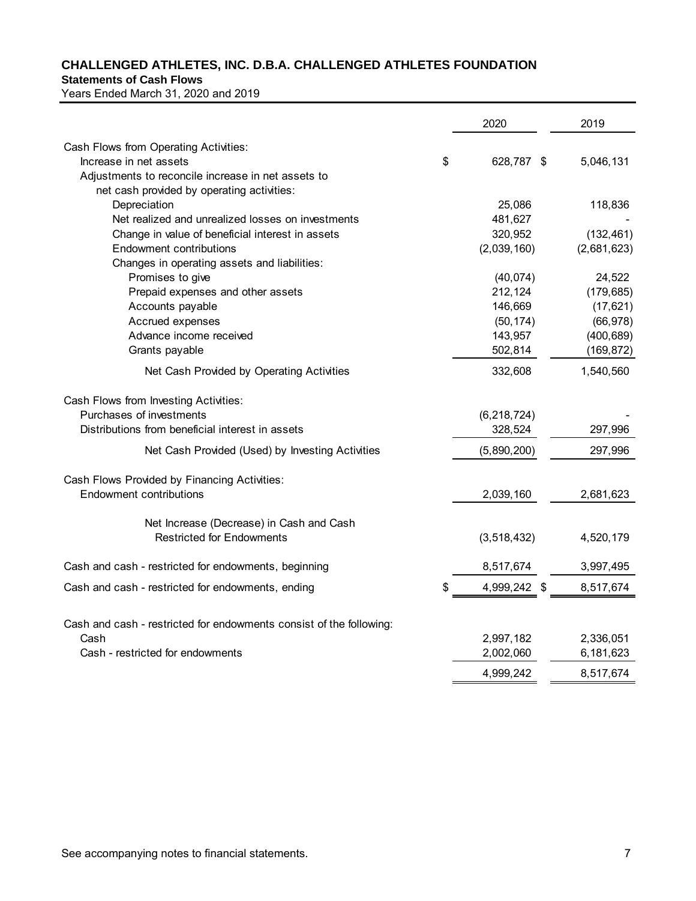**CHALLENGED ATHLETES, INC. D.B.A. CHALLENGED ATHLETES FOUNDATION**

**Statements of Cash Flows**

Years Ended March 31, 2020 and 2019

| | 2020 | 2019 |
|---|---|---|
| Cash Flows from Operating Activities: | | |
| Increase in net assets | $ 628,787 | $ 5,046,131 |
| Adjustments to reconcile increase in net assets to net cash provided by operating activities: | | |
| Depreciation | 25,086 | 118,836 |
| Net realized and unrealized losses on investments | 481,627 | - |
| Change in value of beneficial interest in assets | 320,952 | (132,461) |
| Endowment contributions | (2,039,160) | (2,681,623) |
| Changes in operating assets and liabilities: | | |
| Promises to give | (40,074) | 24,522 |
| Prepaid expenses and other assets | 212,124 | (179,685) |
| Accounts payable | 146,669 | (17,621) |
| Accrued expenses | (50,174) | (66,978) |
| Advance income received | 143,957 | (400,689) |
| Grants payable | 502,814 | (169,872) |
| Net Cash Provided by Operating Activities | 332,608 | 1,540,560 |
| Cash Flows from Investing Activities: | | |
| Purchases of investments | (6,218,724) | - |
| Distributions from beneficial interest in assets | 328,524 | 297,996 |
| Net Cash Provided (Used) by Investing Activities | (5,890,200) | 297,996 |
| Cash Flows Provided by Financing Activities: | | |
| Endowment contributions | 2,039,160 | 2,681,623 |
| Net Increase (Decrease) in Cash and Cash Restricted for Endowments | (3,518,432) | 4,520,179 |
| Cash and cash - restricted for endowments, beginning | 8,517,674 | 3,997,495 |
| Cash and cash - restricted for endowments, ending | $ 4,999,242 | $ 8,517,674 |
| Cash and cash - restricted for endowments consist of the following: | | |
| Cash | 2,997,182 | 2,336,051 |
| Cash - restricted for endowments | 2,002,060 | 6,181,623 |
| | 4,999,242 | 8,517,674 |

See accompanying notes to financial statements.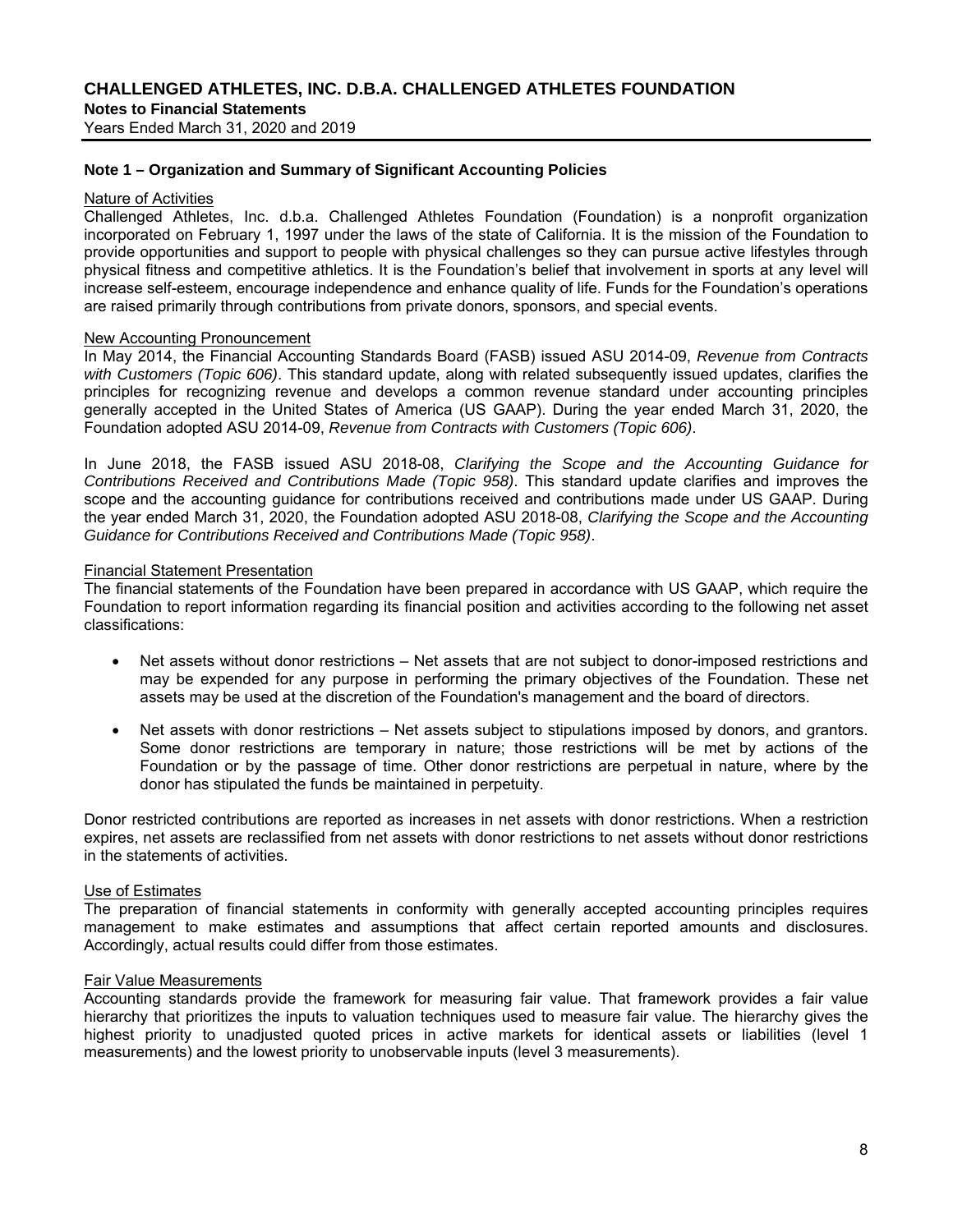## Note 1 – Organization and Summary of Significant Accounting Policies

Nature of Activities

Challenged Athletes, Inc. d.b.a. Challenged Athletes Foundation (Foundation) is a nonprofit organization incorporated on February 1, 1997 under the laws of the state of California. It is the mission of the Foundation to provide opportunities and support to people with physical challenges so they can pursue active lifestyles through physical fitness and competitive athletics. It is the Foundation's belief that involvement in sports at any level will increase self-esteem, encourage independence and enhance quality of life. Funds for the Foundation's operations are raised primarily through contributions from private donors, sponsors, and special events.

New Accounting Pronouncement

In May 2014, the Financial Accounting Standards Board (FASB) issued ASU 2014-09, *Revenue from Contracts with Customers (Topic 606)*. This standard update, along with related subsequently issued updates, clarifies the principles for recognizing revenue and develops a common revenue standard under accounting principles generally accepted in the United States of America (US GAAP). During the year ended March 31, 2020, the Foundation adopted ASU 2014-09, *Revenue from Contracts with Customers (Topic 606)*.

In June 2018, the FASB issued ASU 2018-08, *Clarifying the Scope and the Accounting Guidance for Contributions Received and Contributions Made (Topic 958)*. This standard update clarifies and improves the scope and the accounting guidance for contributions received and contributions made under US GAAP. During the year ended March 31, 2020, the Foundation adopted ASU 2018-08, *Clarifying the Scope and the Accounting Guidance for Contributions Received and Contributions Made (Topic 958)*.

Financial Statement Presentation

The financial statements of the Foundation have been prepared in accordance with US GAAP, which require the Foundation to report information regarding its financial position and activities according to the following net asset classifications:

- Net assets without donor restrictions – Net assets that are not subject to donor-imposed restrictions and may be expended for any purpose in performing the primary objectives of the Foundation. These net assets may be used at the discretion of the Foundation's management and the board of directors.
- Net assets with donor restrictions – Net assets subject to stipulations imposed by donors, and grantors. Some donor restrictions are temporary in nature; those restrictions will be met by actions of the Foundation or by the passage of time. Other donor restrictions are perpetual in nature, where by the donor has stipulated the funds be maintained in perpetuity.

Donor restricted contributions are reported as increases in net assets with donor restrictions. When a restriction expires, net assets are reclassified from net assets with donor restrictions to net assets without donor restrictions in the statements of activities.

Use of Estimates

The preparation of financial statements in conformity with generally accepted accounting principles requires management to make estimates and assumptions that affect certain reported amounts and disclosures. Accordingly, actual results could differ from those estimates.

Fair Value Measurements

Accounting standards provide the framework for measuring fair value. That framework provides a fair value hierarchy that prioritizes the inputs to valuation techniques used to measure fair value. The hierarchy gives the highest priority to unadjusted quoted prices in active markets for identical assets or liabilities (level 1 measurements) and the lowest priority to unobservable inputs (level 3 measurements).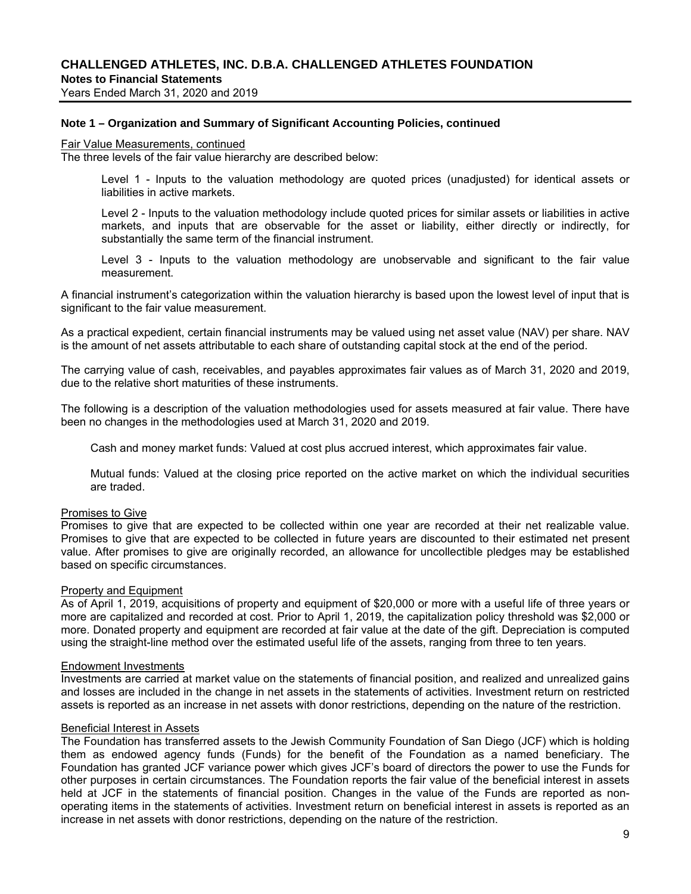## Note 1 – Organization and Summary of Significant Accounting Policies, continued

Fair Value Measurements, continued

The three levels of the fair value hierarchy are described below:

> Level 1 - Inputs to the valuation methodology are quoted prices (unadjusted) for identical assets or liabilities in active markets.
>
> Level 2 - Inputs to the valuation methodology include quoted prices for similar assets or liabilities in active markets, and inputs that are observable for the asset or liability, either directly or indirectly, for substantially the same term of the financial instrument.
>
> Level 3 - Inputs to the valuation methodology are unobservable and significant to the fair value measurement.

A financial instrument's categorization within the valuation hierarchy is based upon the lowest level of input that is significant to the fair value measurement.

As a practical expedient, certain financial instruments may be valued using net asset value (NAV) per share. NAV is the amount of net assets attributable to each share of outstanding capital stock at the end of the period.

The carrying value of cash, receivables, and payables approximates fair values as of March 31, 2020 and 2019, due to the relative short maturities of these instruments.

The following is a description of the valuation methodologies used for assets measured at fair value. There have been no changes in the methodologies used at March 31, 2020 and 2019.

> Cash and money market funds: Valued at cost plus accrued interest, which approximates fair value.
>
> Mutual funds: Valued at the closing price reported on the active market on which the individual securities are traded.

Promises to Give

Promises to give that are expected to be collected within one year are recorded at their net realizable value. Promises to give that are expected to be collected in future years are discounted to their estimated net present value. After promises to give are originally recorded, an allowance for uncollectible pledges may be established based on specific circumstances.

Property and Equipment

As of April 1, 2019, acquisitions of property and equipment of $20,000 or more with a useful life of three years or more are capitalized and recorded at cost. Prior to April 1, 2019, the capitalization policy threshold was $2,000 or more. Donated property and equipment are recorded at fair value at the date of the gift. Depreciation is computed using the straight-line method over the estimated useful life of the assets, ranging from three to ten years.

Endowment Investments

Investments are carried at market value on the statements of financial position, and realized and unrealized gains and losses are included in the change in net assets in the statements of activities. Investment return on restricted assets is reported as an increase in net assets with donor restrictions, depending on the nature of the restriction.

Beneficial Interest in Assets

The Foundation has transferred assets to the Jewish Community Foundation of San Diego (JCF) which is holding them as endowed agency funds (Funds) for the benefit of the Foundation as a named beneficiary. The Foundation has granted JCF variance power which gives JCF's board of directors the power to use the Funds for other purposes in certain circumstances. The Foundation reports the fair value of the beneficial interest in assets held at JCF in the statements of financial position. Changes in the value of the Funds are reported as non-operating items in the statements of activities. Investment return on beneficial interest in assets is reported as an increase in net assets with donor restrictions, depending on the nature of the restriction.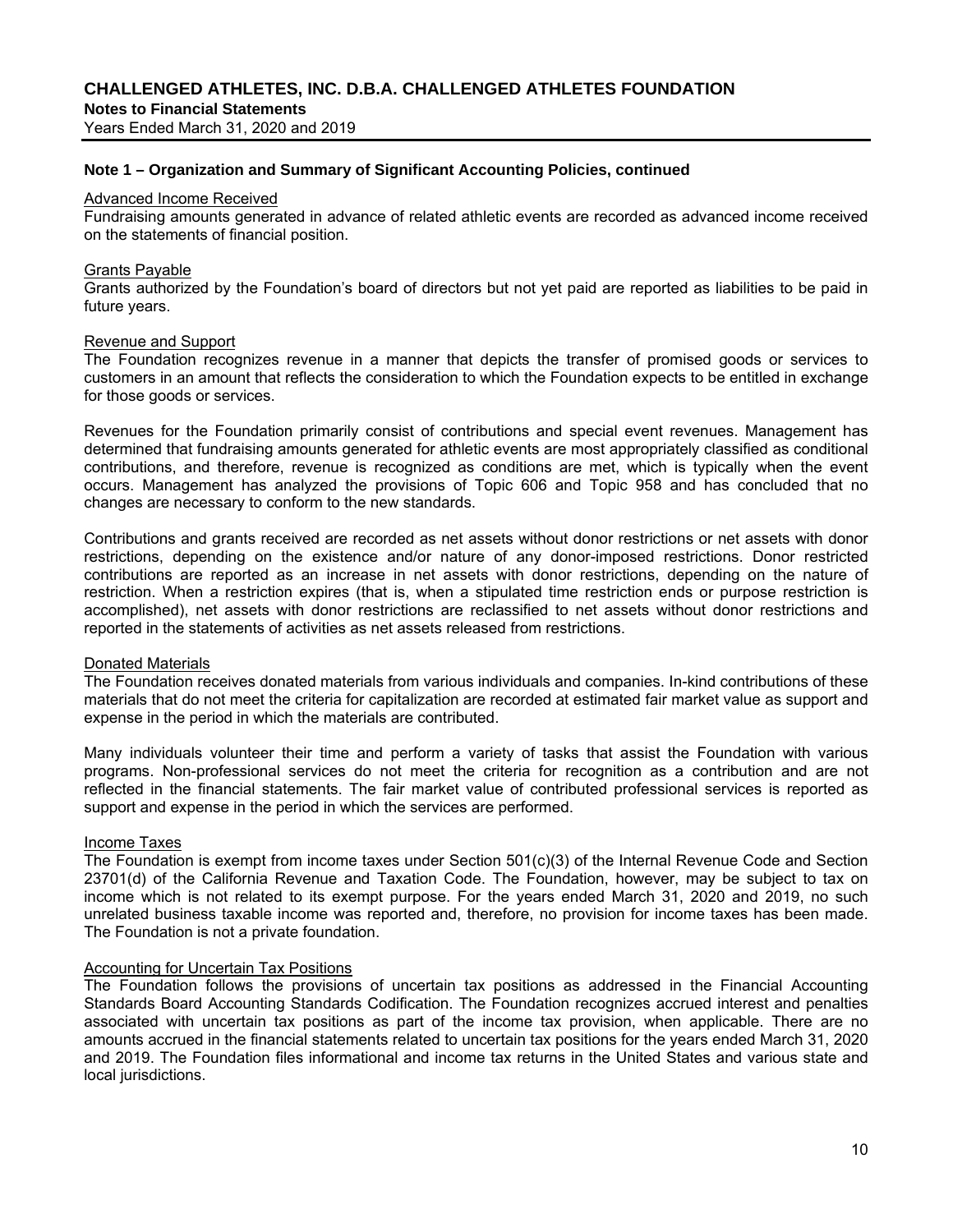# CHALLENGED ATHLETES, INC. D.B.A. CHALLENGED ATHLETES FOUNDATION

**Notes to Financial Statements**

Years Ended March 31, 2020 and 2019

## Note 1 – Organization and Summary of Significant Accounting Policies, continued

### Advanced Income Received

Fundraising amounts generated in advance of related athletic events are recorded as advanced income received on the statements of financial position.

### Grants Payable

Grants authorized by the Foundation's board of directors but not yet paid are reported as liabilities to be paid in future years.

### Revenue and Support

The Foundation recognizes revenue in a manner that depicts the transfer of promised goods or services to customers in an amount that reflects the consideration to which the Foundation expects to be entitled in exchange for those goods or services.

Revenues for the Foundation primarily consist of contributions and special event revenues. Management has determined that fundraising amounts generated for athletic events are most appropriately classified as conditional contributions, and therefore, revenue is recognized as conditions are met, which is typically when the event occurs. Management has analyzed the provisions of Topic 606 and Topic 958 and has concluded that no changes are necessary to conform to the new standards.

Contributions and grants received are recorded as net assets without donor restrictions or net assets with donor restrictions, depending on the existence and/or nature of any donor-imposed restrictions. Donor restricted contributions are reported as an increase in net assets with donor restrictions, depending on the nature of restriction. When a restriction expires (that is, when a stipulated time restriction ends or purpose restriction is accomplished), net assets with donor restrictions are reclassified to net assets without donor restrictions and reported in the statements of activities as net assets released from restrictions.

### Donated Materials

The Foundation receives donated materials from various individuals and companies. In-kind contributions of these materials that do not meet the criteria for capitalization are recorded at estimated fair market value as support and expense in the period in which the materials are contributed.

Many individuals volunteer their time and perform a variety of tasks that assist the Foundation with various programs. Non-professional services do not meet the criteria for recognition as a contribution and are not reflected in the financial statements. The fair market value of contributed professional services is reported as support and expense in the period in which the services are performed.

### Income Taxes

The Foundation is exempt from income taxes under Section 501(c)(3) of the Internal Revenue Code and Section 23701(d) of the California Revenue and Taxation Code. The Foundation, however, may be subject to tax on income which is not related to its exempt purpose. For the years ended March 31, 2020 and 2019, no such unrelated business taxable income was reported and, therefore, no provision for income taxes has been made. The Foundation is not a private foundation.

### Accounting for Uncertain Tax Positions

The Foundation follows the provisions of uncertain tax positions as addressed in the Financial Accounting Standards Board Accounting Standards Codification. The Foundation recognizes accrued interest and penalties associated with uncertain tax positions as part of the income tax provision, when applicable. There are no amounts accrued in the financial statements related to uncertain tax positions for the years ended March 31, 2020 and 2019. The Foundation files informational and income tax returns in the United States and various state and local jurisdictions.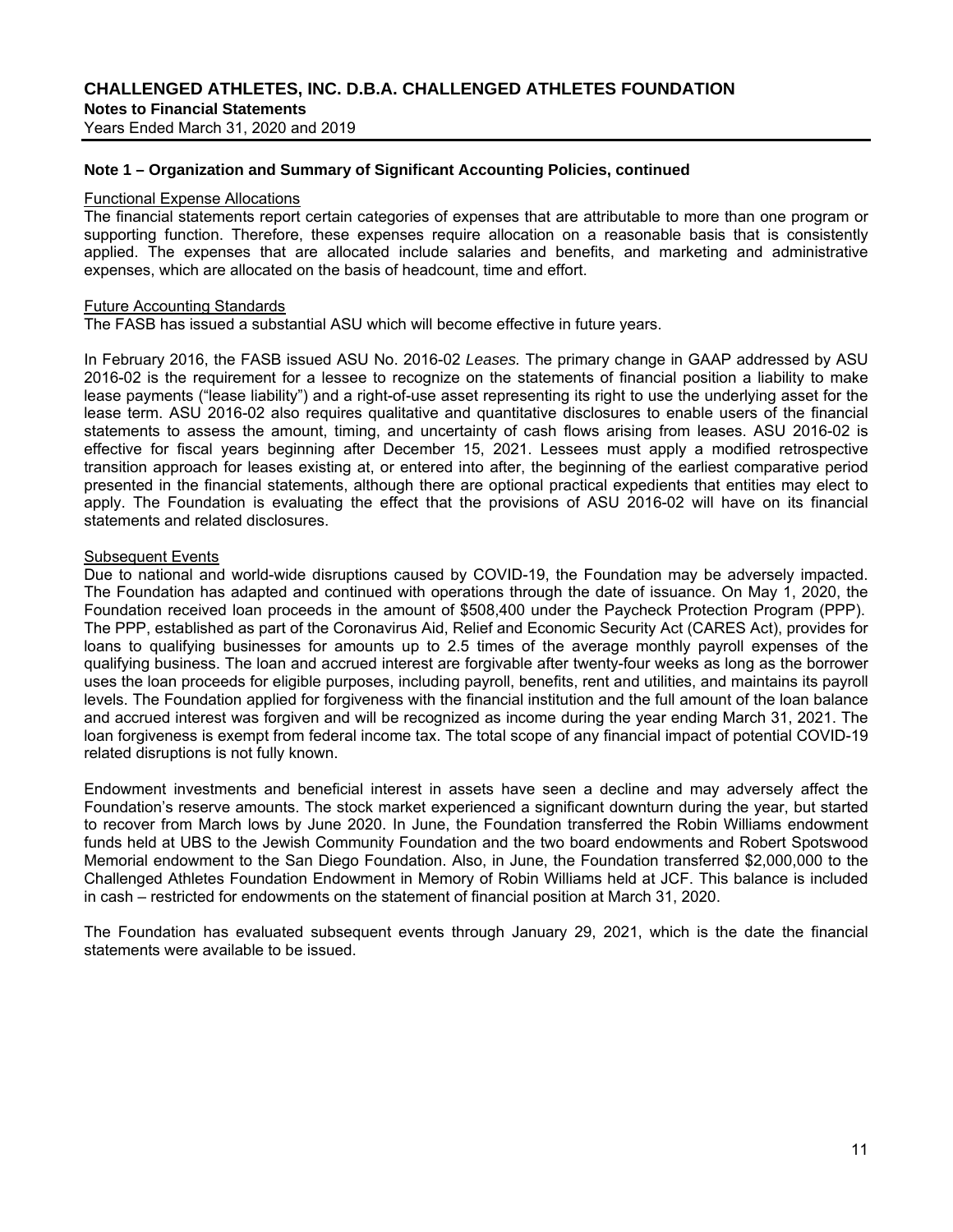## Note 1 – Organization and Summary of Significant Accounting Policies, continued

Functional Expense Allocations

The financial statements report certain categories of expenses that are attributable to more than one program or supporting function. Therefore, these expenses require allocation on a reasonable basis that is consistently applied. The expenses that are allocated include salaries and benefits, and marketing and administrative expenses, which are allocated on the basis of headcount, time and effort.

Future Accounting Standards

The FASB has issued a substantial ASU which will become effective in future years.

In February 2016, the FASB issued ASU No. 2016-02 *Leases.* The primary change in GAAP addressed by ASU 2016-02 is the requirement for a lessee to recognize on the statements of financial position a liability to make lease payments ("lease liability") and a right-of-use asset representing its right to use the underlying asset for the lease term. ASU 2016-02 also requires qualitative and quantitative disclosures to enable users of the financial statements to assess the amount, timing, and uncertainty of cash flows arising from leases. ASU 2016-02 is effective for fiscal years beginning after December 15, 2021. Lessees must apply a modified retrospective transition approach for leases existing at, or entered into after, the beginning of the earliest comparative period presented in the financial statements, although there are optional practical expedients that entities may elect to apply. The Foundation is evaluating the effect that the provisions of ASU 2016-02 will have on its financial statements and related disclosures.

Subsequent Events

Due to national and world-wide disruptions caused by COVID-19, the Foundation may be adversely impacted. The Foundation has adapted and continued with operations through the date of issuance. On May 1, 2020, the Foundation received loan proceeds in the amount of $508,400 under the Paycheck Protection Program (PPP). The PPP, established as part of the Coronavirus Aid, Relief and Economic Security Act (CARES Act), provides for loans to qualifying businesses for amounts up to 2.5 times of the average monthly payroll expenses of the qualifying business. The loan and accrued interest are forgivable after twenty-four weeks as long as the borrower uses the loan proceeds for eligible purposes, including payroll, benefits, rent and utilities, and maintains its payroll levels. The Foundation applied for forgiveness with the financial institution and the full amount of the loan balance and accrued interest was forgiven and will be recognized as income during the year ending March 31, 2021. The loan forgiveness is exempt from federal income tax. The total scope of any financial impact of potential COVID-19 related disruptions is not fully known.

Endowment investments and beneficial interest in assets have seen a decline and may adversely affect the Foundation's reserve amounts. The stock market experienced a significant downturn during the year, but started to recover from March lows by June 2020. In June, the Foundation transferred the Robin Williams endowment funds held at UBS to the Jewish Community Foundation and the two board endowments and Robert Spotswood Memorial endowment to the San Diego Foundation. Also, in June, the Foundation transferred $2,000,000 to the Challenged Athletes Foundation Endowment in Memory of Robin Williams held at JCF. This balance is included in cash – restricted for endowments on the statement of financial position at March 31, 2020.

The Foundation has evaluated subsequent events through January 29, 2021, which is the date the financial statements were available to be issued.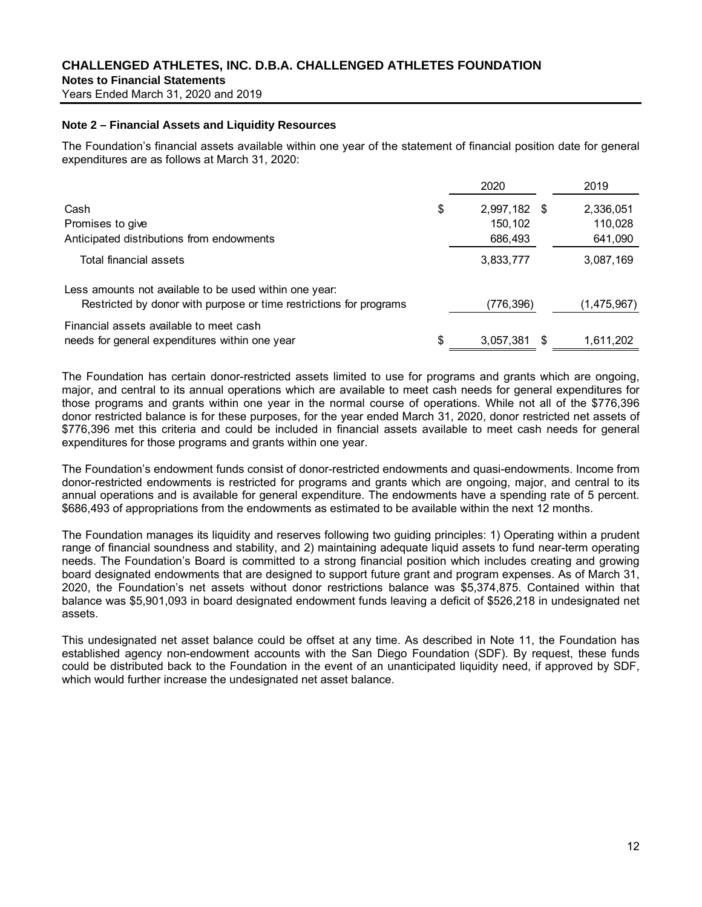**CHALLENGED ATHLETES, INC. D.B.A. CHALLENGED ATHLETES FOUNDATION**
**Notes to Financial Statements**
Years Ended March 31, 2020 and 2019

### Note 2 – Financial Assets and Liquidity Resources

The Foundation's financial assets available within one year of the statement of financial position date for general expenditures are as follows at March 31, 2020:

| | 2020 | 2019 |
|---|---|---|
| Cash | $ 2,997,182 | $ 2,336,051 |
| Promises to give | 150,102 | 110,028 |
| Anticipated distributions from endowments | 686,493 | 641,090 |
| Total financial assets | 3,833,777 | 3,087,169 |
| Less amounts not available to be used within one year: | | |
| Restricted by donor with purpose or time restrictions for programs | (776,396) | (1,475,967) |
| Financial assets available to meet cash needs for general expenditures within one year | $ 3,057,381 | $ 1,611,202 |

The Foundation has certain donor-restricted assets limited to use for programs and grants which are ongoing, major, and central to its annual operations which are available to meet cash needs for general expenditures for those programs and grants within one year in the normal course of operations. While not all of the $776,396 donor restricted balance is for these purposes, for the year ended March 31, 2020, donor restricted net assets of $776,396 met this criteria and could be included in financial assets available to meet cash needs for general expenditures for those programs and grants within one year.

The Foundation's endowment funds consist of donor-restricted endowments and quasi-endowments. Income from donor-restricted endowments is restricted for programs and grants which are ongoing, major, and central to its annual operations and is available for general expenditure. The endowments have a spending rate of 5 percent. $686,493 of appropriations from the endowments as estimated to be available within the next 12 months.

The Foundation manages its liquidity and reserves following two guiding principles: 1) Operating within a prudent range of financial soundness and stability, and 2) maintaining adequate liquid assets to fund near-term operating needs. The Foundation's Board is committed to a strong financial position which includes creating and growing board designated endowments that are designed to support future grant and program expenses. As of March 31, 2020, the Foundation's net assets without donor restrictions balance was $5,374,875. Contained within that balance was $5,901,093 in board designated endowment funds leaving a deficit of $526,218 in undesignated net assets.

This undesignated net asset balance could be offset at any time. As described in Note 11, the Foundation has established agency non-endowment accounts with the San Diego Foundation (SDF). By request, these funds could be distributed back to the Foundation in the event of an unanticipated liquidity need, if approved by SDF, which would further increase the undesignated net asset balance.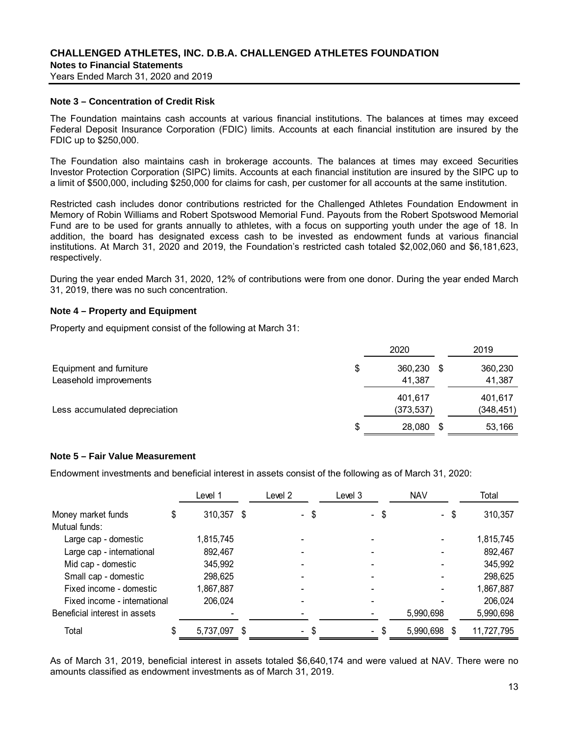# CHALLENGED ATHLETES, INC. D.B.A. CHALLENGED ATHLETES FOUNDATION

**Notes to Financial Statements**

Years Ended March 31, 2020 and 2019

### Note 3 – Concentration of Credit Risk

The Foundation maintains cash accounts at various financial institutions. The balances at times may exceed Federal Deposit Insurance Corporation (FDIC) limits. Accounts at each financial institution are insured by the FDIC up to $250,000.

The Foundation also maintains cash in brokerage accounts. The balances at times may exceed Securities Investor Protection Corporation (SIPC) limits. Accounts at each financial institution are insured by the SIPC up to a limit of $500,000, including $250,000 for claims for cash, per customer for all accounts at the same institution.

Restricted cash includes donor contributions restricted for the Challenged Athletes Foundation Endowment in Memory of Robin Williams and Robert Spotswood Memorial Fund. Payouts from the Robert Spotswood Memorial Fund are to be used for grants annually to athletes, with a focus on supporting youth under the age of 18. In addition, the board has designated excess cash to be invested as endowment funds at various financial institutions. At March 31, 2020 and 2019, the Foundation's restricted cash totaled $2,002,060 and $6,181,623, respectively.

During the year ended March 31, 2020, 12% of contributions were from one donor. During the year ended March 31, 2019, there was no such concentration.

### Note 4 – Property and Equipment

Property and equipment consist of the following at March 31:

| | 2020 | 2019 |
|---|---|---|
| Equipment and furniture | $ 360,230 | $ 360,230 |
| Leasehold improvements | 41,387 | 41,387 |
| | 401,617 | 401,617 |
| Less accumulated depreciation | (373,537) | (348,451) |
| | $ 28,080 | $ 53,166 |

### Note 5 – Fair Value Measurement

Endowment investments and beneficial interest in assets consist of the following as of March 31, 2020:

| | Level 1 | Level 2 | Level 3 | NAV | Total |
|---|---|---|---|---|---|
| Money market funds | $ 310,357 | $ - | $ - | $ - | $ 310,357 |
| Mutual funds: | | | | | |
| Large cap - domestic | 1,815,745 | - | - | - | 1,815,745 |
| Large cap - international | 892,467 | - | - | - | 892,467 |
| Mid cap - domestic | 345,992 | - | - | - | 345,992 |
| Small cap - domestic | 298,625 | - | - | - | 298,625 |
| Fixed income - domestic | 1,867,887 | - | - | - | 1,867,887 |
| Fixed income - international | 206,024 | - | - | - | 206,024 |
| Beneficial interest in assets | - | - | - | 5,990,698 | 5,990,698 |
| Total | $ 5,737,097 | $ - | $ - | $ 5,990,698 | $ 11,727,795 |

As of March 31, 2019, beneficial interest in assets totaled $6,640,174 and were valued at NAV. There were no amounts classified as endowment investments as of March 31, 2019.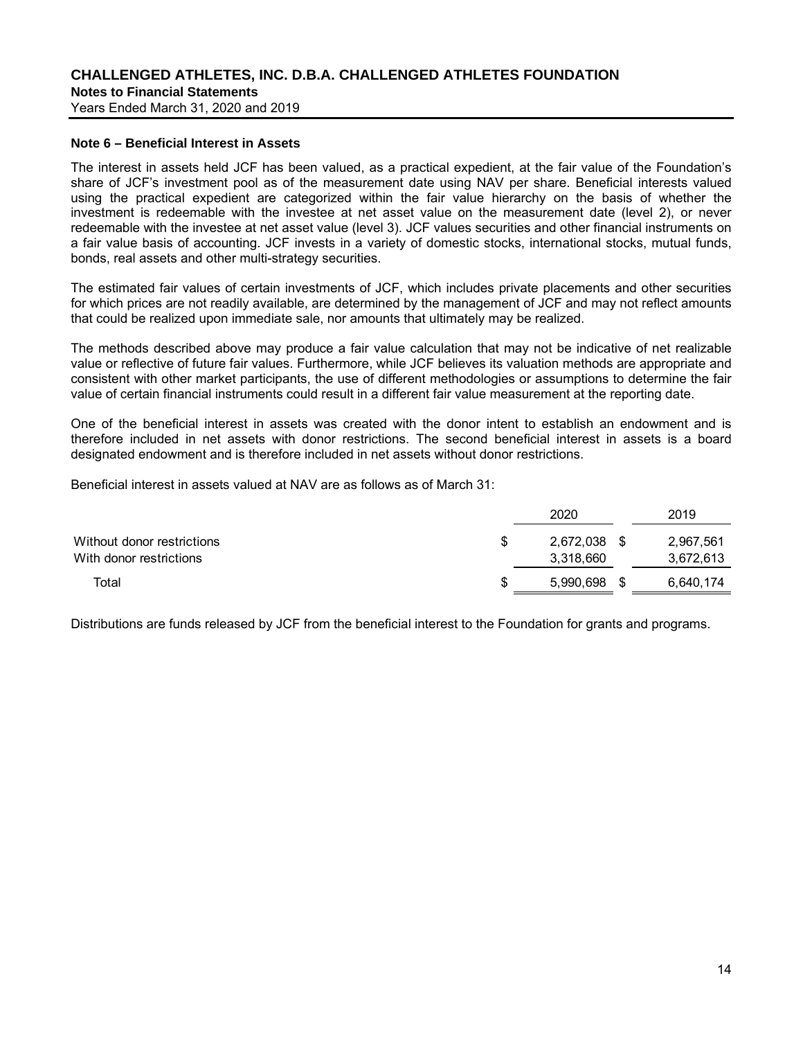### Note 6 – Beneficial Interest in Assets

The interest in assets held JCF has been valued, as a practical expedient, at the fair value of the Foundation's share of JCF's investment pool as of the measurement date using NAV per share. Beneficial interests valued using the practical expedient are categorized within the fair value hierarchy on the basis of whether the investment is redeemable with the investee at net asset value on the measurement date (level 2), or never redeemable with the investee at net asset value (level 3). JCF values securities and other financial instruments on a fair value basis of accounting. JCF invests in a variety of domestic stocks, international stocks, mutual funds, bonds, real assets and other multi-strategy securities.

The estimated fair values of certain investments of JCF, which includes private placements and other securities for which prices are not readily available, are determined by the management of JCF and may not reflect amounts that could be realized upon immediate sale, nor amounts that ultimately may be realized.

The methods described above may produce a fair value calculation that may not be indicative of net realizable value or reflective of future fair values. Furthermore, while JCF believes its valuation methods are appropriate and consistent with other market participants, the use of different methodologies or assumptions to determine the fair value of certain financial instruments could result in a different fair value measurement at the reporting date.

One of the beneficial interest in assets was created with the donor intent to establish an endowment and is therefore included in net assets with donor restrictions. The second beneficial interest in assets is a board designated endowment and is therefore included in net assets without donor restrictions.

Beneficial interest in assets valued at NAV are as follows as of March 31:

| | 2020 | 2019 |
|---|---|---|
| Without donor restrictions | $ 2,672,038 | $ 2,967,561 |
| With donor restrictions | 3,318,660 | 3,672,613 |
| Total | $ 5,990,698 | $ 6,640,174 |

Distributions are funds released by JCF from the beneficial interest to the Foundation for grants and programs.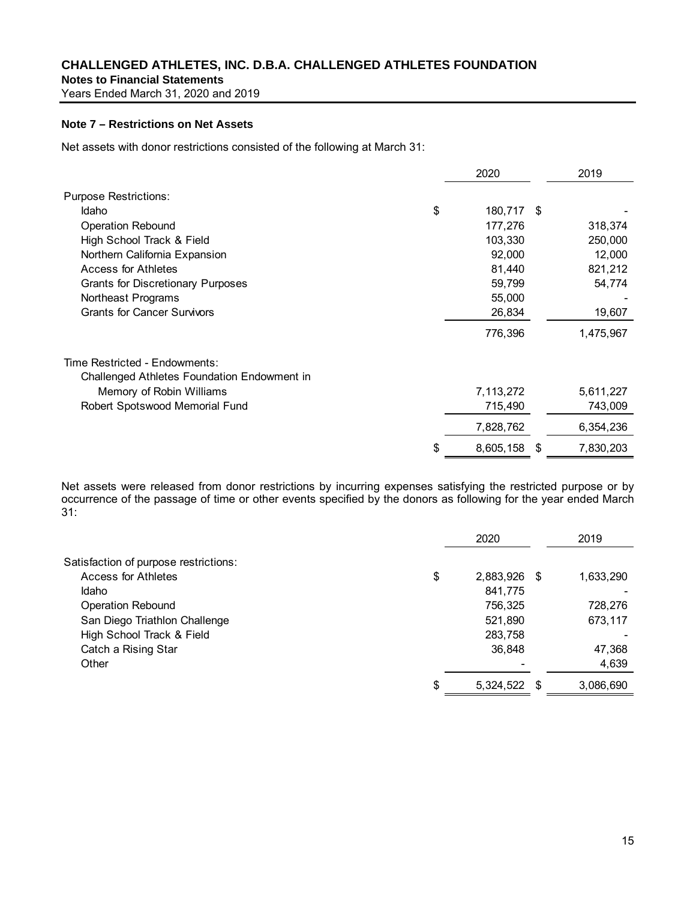## Note 7 – Restrictions on Net Assets

Net assets with donor restrictions consisted of the following at March 31:

| | 2020 | 2019 |
|---|---|---|
| Purpose Restrictions: | | |
| Idaho | $ 180,717 | $ - |
| Operation Rebound | 177,276 | 318,374 |
| High School Track & Field | 103,330 | 250,000 |
| Northern California Expansion | 92,000 | 12,000 |
| Access for Athletes | 81,440 | 821,212 |
| Grants for Discretionary Purposes | 59,799 | 54,774 |
| Northeast Programs | 55,000 | - |
| Grants for Cancer Survivors | 26,834 | 19,607 |
| | 776,396 | 1,475,967 |
| Time Restricted - Endowments: | | |
| Challenged Athletes Foundation Endowment in Memory of Robin Williams | 7,113,272 | 5,611,227 |
| Robert Spotswood Memorial Fund | 715,490 | 743,009 |
| | 7,828,762 | 6,354,236 |
| | $ 8,605,158 | $ 7,830,203 |

Net assets were released from donor restrictions by incurring expenses satisfying the restricted purpose or by occurrence of the passage of time or other events specified by the donors as following for the year ended March 31:

| | 2020 | 2019 |
|---|---|---|
| Satisfaction of purpose restrictions: | | |
| Access for Athletes | $ 2,883,926 | $ 1,633,290 |
| Idaho | 841,775 | - |
| Operation Rebound | 756,325 | 728,276 |
| San Diego Triathlon Challenge | 521,890 | 673,117 |
| High School Track & Field | 283,758 | - |
| Catch a Rising Star | 36,848 | 47,368 |
| Other | - | 4,639 |
| | $ 5,324,522 | $ 3,086,690 |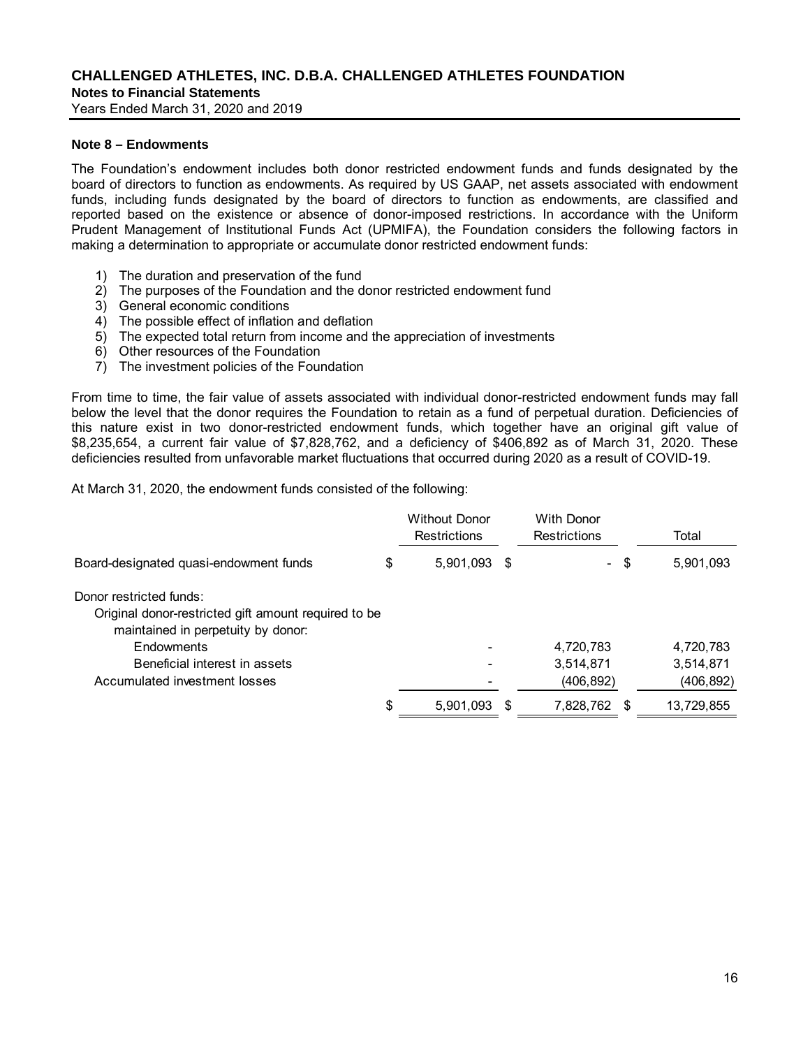## Note 8 – Endowments

The Foundation's endowment includes both donor restricted endowment funds and funds designated by the board of directors to function as endowments. As required by US GAAP, net assets associated with endowment funds, including funds designated by the board of directors to function as endowments, are classified and reported based on the existence or absence of donor-imposed restrictions. In accordance with the Uniform Prudent Management of Institutional Funds Act (UPMIFA), the Foundation considers the following factors in making a determination to appropriate or accumulate donor restricted endowment funds:

1) The duration and preservation of the fund
2) The purposes of the Foundation and the donor restricted endowment fund
3) General economic conditions
4) The possible effect of inflation and deflation
5) The expected total return from income and the appreciation of investments
6) Other resources of the Foundation
7) The investment policies of the Foundation

From time to time, the fair value of assets associated with individual donor-restricted endowment funds may fall below the level that the donor requires the Foundation to retain as a fund of perpetual duration. Deficiencies of this nature exist in two donor-restricted endowment funds, which together have an original gift value of $8,235,654, a current fair value of $7,828,762, and a deficiency of $406,892 as of March 31, 2020. These deficiencies resulted from unfavorable market fluctuations that occurred during 2020 as a result of COVID-19.

At March 31, 2020, the endowment funds consisted of the following:

| | Without Donor Restrictions | With Donor Restrictions | Total |
|---|---|---|---|
| Board-designated quasi-endowment funds | $ 5,901,093 | $ - | $ 5,901,093 |
| Donor restricted funds: | | | |
| Original donor-restricted gift amount required to be maintained in perpetuity by donor: | | | |
| Endowments | - | 4,720,783 | 4,720,783 |
| Beneficial interest in assets | - | 3,514,871 | 3,514,871 |
| Accumulated investment losses | - | (406,892) | (406,892) |
| | $ 5,901,093 | $ 7,828,762 | $ 13,729,855 |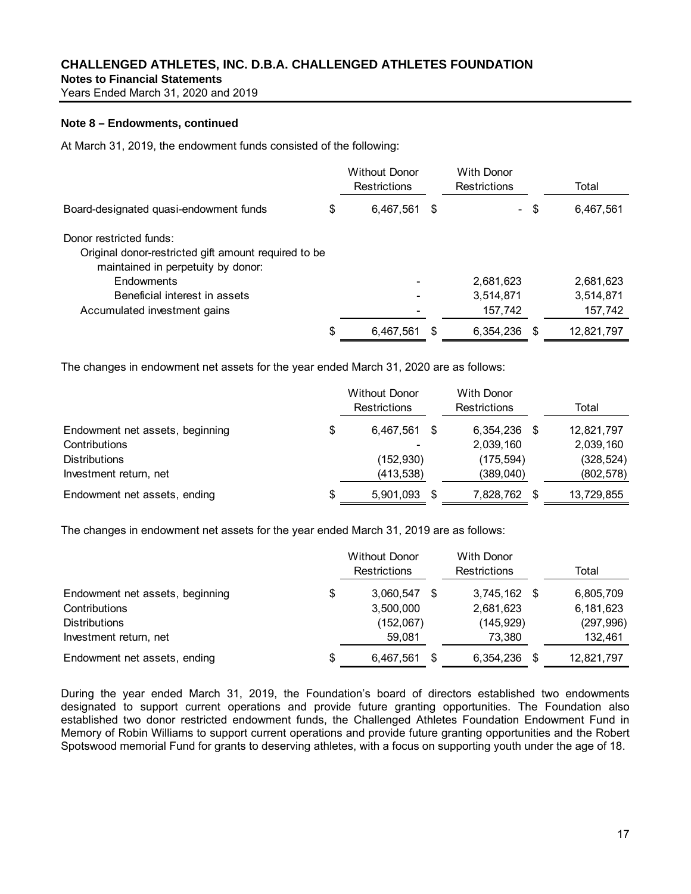# CHALLENGED ATHLETES, INC. D.B.A. CHALLENGED ATHLETES FOUNDATION

**Notes to Financial Statements**

Years Ended March 31, 2020 and 2019

**Note 8 – Endowments, continued**

At March 31, 2019, the endowment funds consisted of the following:

| | Without Donor Restrictions | With Donor Restrictions | Total |
|---|---|---|---|
| Board-designated quasi-endowment funds | $ 6,467,561 | $ - | $ 6,467,561 |
| Donor restricted funds: | | | |
| Original donor-restricted gift amount required to be maintained in perpetuity by donor: | | | |
| Endowments | - | 2,681,623 | 2,681,623 |
| Beneficial interest in assets | - | 3,514,871 | 3,514,871 |
| Accumulated investment gains | - | 157,742 | 157,742 |
| | $ 6,467,561 | $ 6,354,236 | $ 12,821,797 |

The changes in endowment net assets for the year ended March 31, 2020 are as follows:

| | Without Donor Restrictions | With Donor Restrictions | Total |
|---|---|---|---|
| Endowment net assets, beginning | $ 6,467,561 | $ 6,354,236 | $ 12,821,797 |
| Contributions | - | 2,039,160 | 2,039,160 |
| Distributions | (152,930) | (175,594) | (328,524) |
| Investment return, net | (413,538) | (389,040) | (802,578) |
| Endowment net assets, ending | $ 5,901,093 | $ 7,828,762 | $ 13,729,855 |

The changes in endowment net assets for the year ended March 31, 2019 are as follows:

| | Without Donor Restrictions | With Donor Restrictions | Total |
|---|---|---|---|
| Endowment net assets, beginning | $ 3,060,547 | $ 3,745,162 | $ 6,805,709 |
| Contributions | 3,500,000 | 2,681,623 | 6,181,623 |
| Distributions | (152,067) | (145,929) | (297,996) |
| Investment return, net | 59,081 | 73,380 | 132,461 |
| Endowment net assets, ending | $ 6,467,561 | $ 6,354,236 | $ 12,821,797 |

During the year ended March 31, 2019, the Foundation's board of directors established two endowments designated to support current operations and provide future granting opportunities. The Foundation also established two donor restricted endowment funds, the Challenged Athletes Foundation Endowment Fund in Memory of Robin Williams to support current operations and provide future granting opportunities and the Robert Spotswood memorial Fund for grants to deserving athletes, with a focus on supporting youth under the age of 18.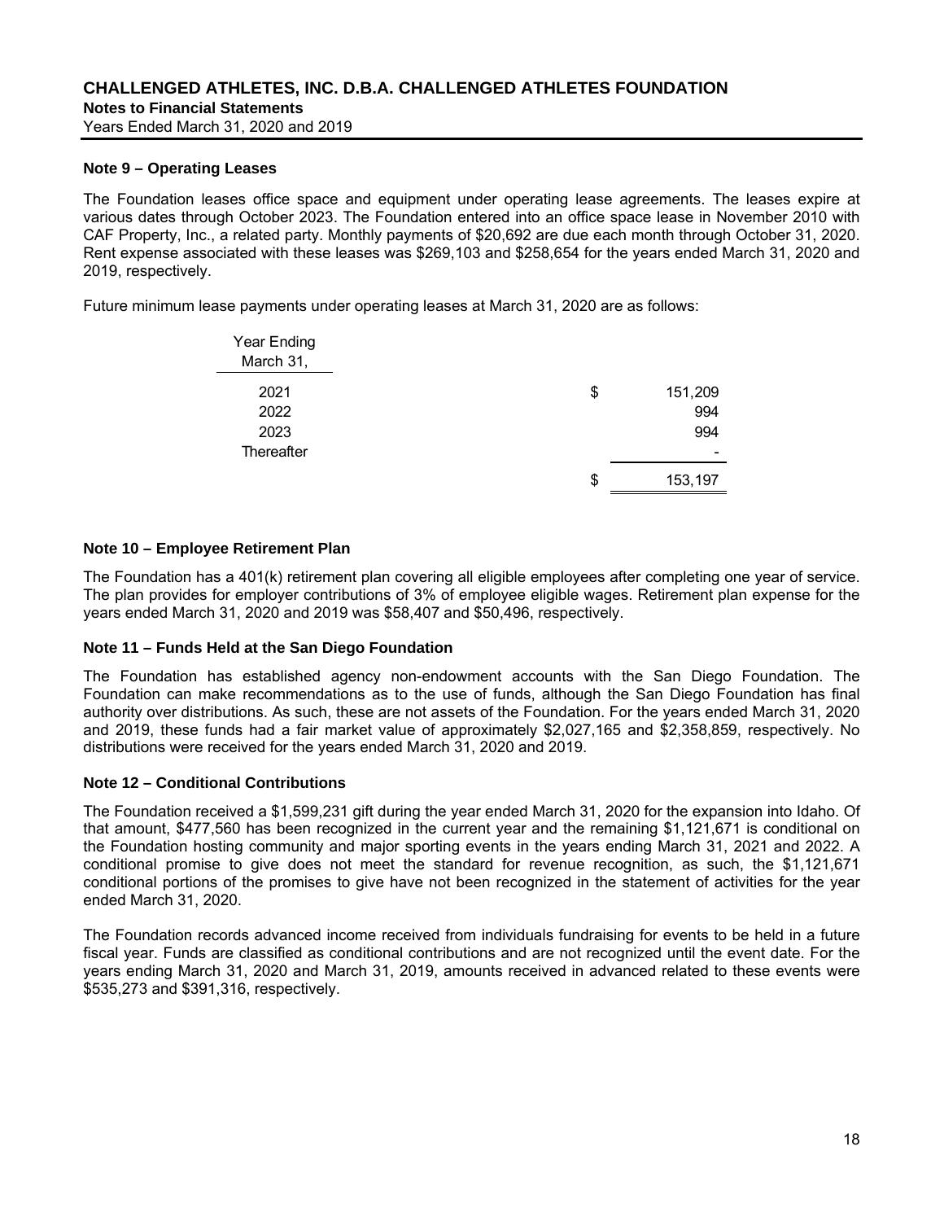**Note 9 – Operating Leases**

The Foundation leases office space and equipment under operating lease agreements. The leases expire at various dates through October 2023. The Foundation entered into an office space lease in November 2010 with CAF Property, Inc., a related party. Monthly payments of $20,692 are due each month through October 31, 2020. Rent expense associated with these leases was $269,103 and $258,654 for the years ended March 31, 2020 and 2019, respectively.

Future minimum lease payments under operating leases at March 31, 2020 are as follows:

| Year Ending March 31, | |
|---|---|
| 2021 | $ 151,209 |
| 2022 | 994 |
| 2023 | 994 |
| Thereafter | - |
| | $ 153,197 |

**Note 10 – Employee Retirement Plan**

The Foundation has a 401(k) retirement plan covering all eligible employees after completing one year of service. The plan provides for employer contributions of 3% of employee eligible wages. Retirement plan expense for the years ended March 31, 2020 and 2019 was $58,407 and $50,496, respectively.

**Note 11 – Funds Held at the San Diego Foundation**

The Foundation has established agency non-endowment accounts with the San Diego Foundation. The Foundation can make recommendations as to the use of funds, although the San Diego Foundation has final authority over distributions. As such, these are not assets of the Foundation. For the years ended March 31, 2020 and 2019, these funds had a fair market value of approximately $2,027,165 and $2,358,859, respectively. No distributions were received for the years ended March 31, 2020 and 2019.

**Note 12 – Conditional Contributions**

The Foundation received a $1,599,231 gift during the year ended March 31, 2020 for the expansion into Idaho. Of that amount, $477,560 has been recognized in the current year and the remaining $1,121,671 is conditional on the Foundation hosting community and major sporting events in the years ending March 31, 2021 and 2022. A conditional promise to give does not meet the standard for revenue recognition, as such, the $1,121,671 conditional portions of the promises to give have not been recognized in the statement of activities for the year ended March 31, 2020.

The Foundation records advanced income received from individuals fundraising for events to be held in a future fiscal year. Funds are classified as conditional contributions and are not recognized until the event date. For the years ending March 31, 2020 and March 31, 2019, amounts received in advanced related to these events were $535,273 and $391,316, respectively.